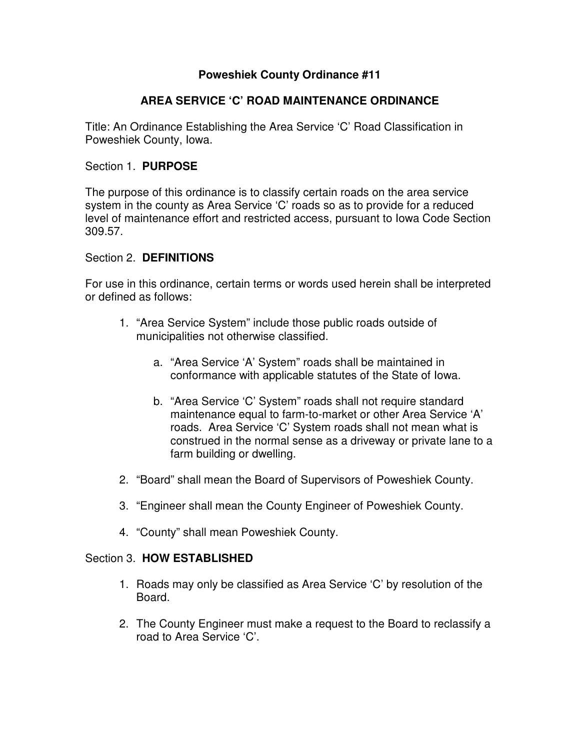# Poweshiek County Ordinance #11

## AREA SERVICE 'C' ROAD MAINTENANCE ORDINANCE

Title: An Ordinance Establishing the Area Service 'C' Road Classification in Poweshiek County, Iowa.

Section 1. **PURPOSE**

The purpose of this ordinance is to classify certain roads on the area service system in the county as Area Service 'C' roads so as to provide for a reduced level of maintenance effort and restricted access, pursuant to Iowa Code Section 309.57.

Section 2. **DEFINITIONS**

For use in this ordinance, certain terms or words used herein shall be interpreted or defined as follows:

1. "Area Service System" include those public roads outside of municipalities not otherwise classified.

    a. "Area Service 'A' System" roads shall be maintained in conformance with applicable statutes of the State of Iowa.

    b. "Area Service 'C' System" roads shall not require standard maintenance equal to farm-to-market or other Area Service 'A' roads. Area Service 'C' System roads shall not mean what is construed in the normal sense as a driveway or private lane to a farm building or dwelling.

2. "Board" shall mean the Board of Supervisors of Poweshiek County.

3. "Engineer shall mean the County Engineer of Poweshiek County.

4. "County" shall mean Poweshiek County.

Section 3. **HOW ESTABLISHED**

1. Roads may only be classified as Area Service 'C' by resolution of the Board.

2. The County Engineer must make a request to the Board to reclassify a road to Area Service 'C'.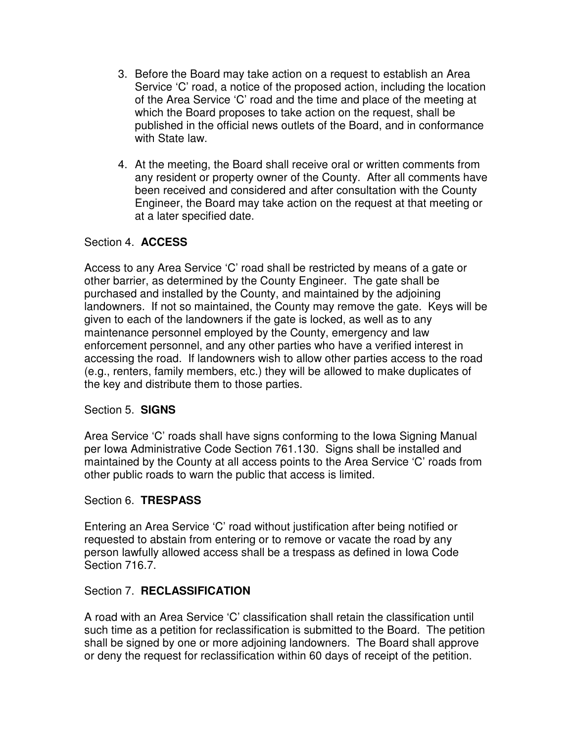3. Before the Board may take action on a request to establish an Area Service 'C' road, a notice of the proposed action, including the location of the Area Service 'C' road and the time and place of the meeting at which the Board proposes to take action on the request, shall be published in the official news outlets of the Board, and in conformance with State law.

4. At the meeting, the Board shall receive oral or written comments from any resident or property owner of the County. After all comments have been received and considered and after consultation with the County Engineer, the Board may take action on the request at that meeting or at a later specified date.

## Section 4. **ACCESS**

Access to any Area Service 'C' road shall be restricted by means of a gate or other barrier, as determined by the County Engineer. The gate shall be purchased and installed by the County, and maintained by the adjoining landowners. If not so maintained, the County may remove the gate. Keys will be given to each of the landowners if the gate is locked, as well as to any maintenance personnel employed by the County, emergency and law enforcement personnel, and any other parties who have a verified interest in accessing the road. If landowners wish to allow other parties access to the road (e.g., renters, family members, etc.) they will be allowed to make duplicates of the key and distribute them to those parties.

## Section 5. **SIGNS**

Area Service 'C' roads shall have signs conforming to the Iowa Signing Manual per Iowa Administrative Code Section 761.130. Signs shall be installed and maintained by the County at all access points to the Area Service 'C' roads from other public roads to warn the public that access is limited.

## Section 6. **TRESPASS**

Entering an Area Service 'C' road without justification after being notified or requested to abstain from entering or to remove or vacate the road by any person lawfully allowed access shall be a trespass as defined in Iowa Code Section 716.7.

## Section 7. **RECLASSIFICATION**

A road with an Area Service 'C' classification shall retain the classification until such time as a petition for reclassification is submitted to the Board. The petition shall be signed by one or more adjoining landowners. The Board shall approve or deny the request for reclassification within 60 days of receipt of the petition.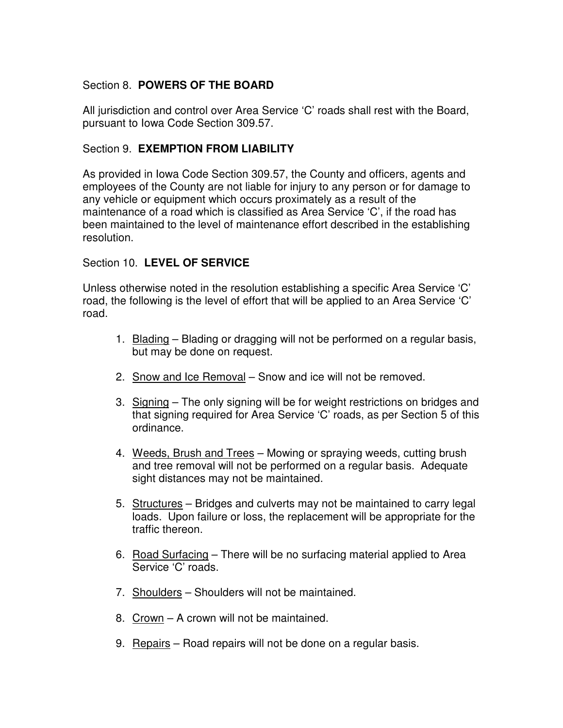## Section 8. **POWERS OF THE BOARD**

All jurisdiction and control over Area Service 'C' roads shall rest with the Board, pursuant to Iowa Code Section 309.57.

## Section 9. **EXEMPTION FROM LIABILITY**

As provided in Iowa Code Section 309.57, the County and officers, agents and employees of the County are not liable for injury to any person or for damage to any vehicle or equipment which occurs proximately as a result of the maintenance of a road which is classified as Area Service 'C', if the road has been maintained to the level of maintenance effort described in the establishing resolution.

## Section 10. **LEVEL OF SERVICE**

Unless otherwise noted in the resolution establishing a specific Area Service 'C' road, the following is the level of effort that will be applied to an Area Service 'C' road.

1. <u>Blading</u> – Blading or dragging will not be performed on a regular basis, but may be done on request.

2. <u>Snow and Ice Removal</u> – Snow and ice will not be removed.

3. <u>Signing</u> – The only signing will be for weight restrictions on bridges and that signing required for Area Service 'C' roads, as per Section 5 of this ordinance.

4. <u>Weeds, Brush and Trees</u> – Mowing or spraying weeds, cutting brush and tree removal will not be performed on a regular basis. Adequate sight distances may not be maintained.

5. <u>Structures</u> – Bridges and culverts may not be maintained to carry legal loads. Upon failure or loss, the replacement will be appropriate for the traffic thereon.

6. <u>Road Surfacing</u> – There will be no surfacing material applied to Area Service 'C' roads.

7. <u>Shoulders</u> – Shoulders will not be maintained.

8. <u>Crown</u> – A crown will not be maintained.

9. <u>Repairs</u> – Road repairs will not be done on a regular basis.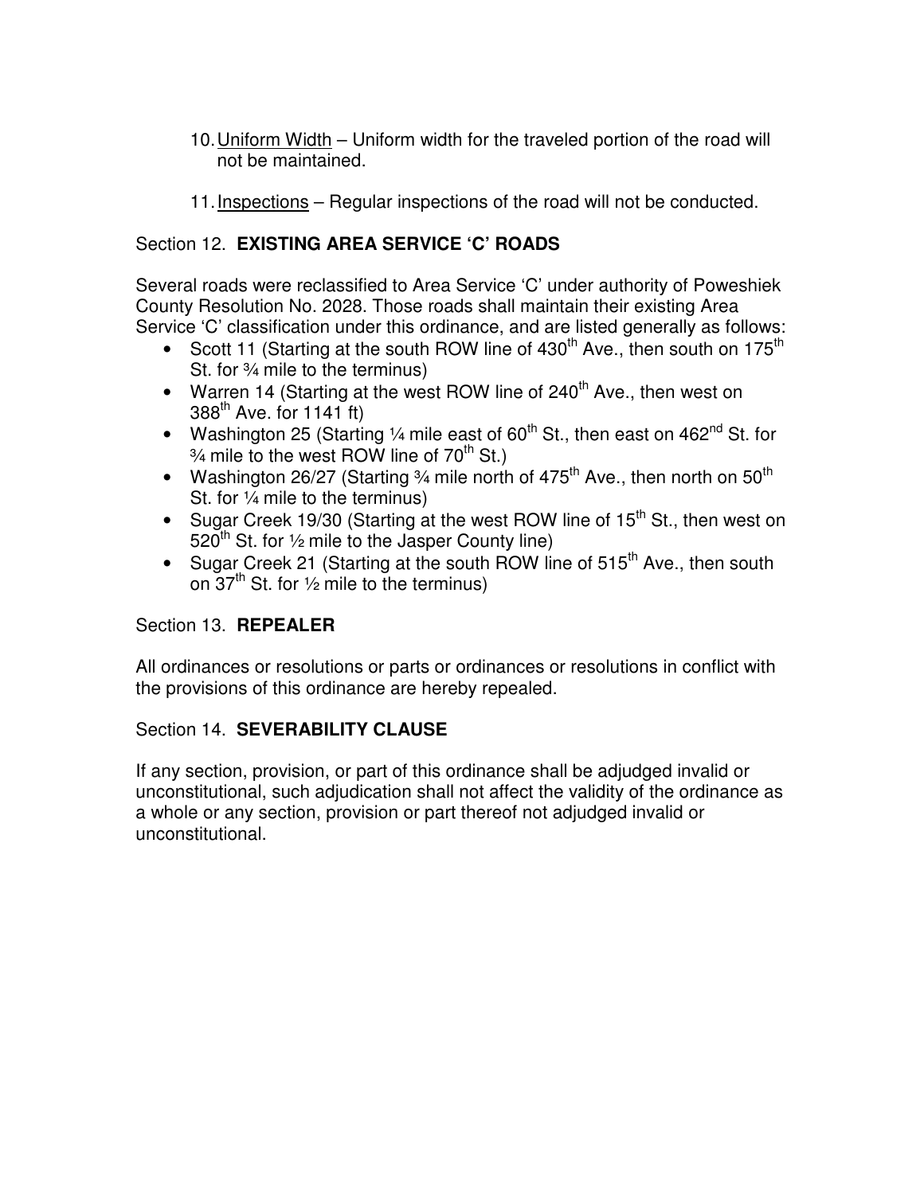10. Uniform Width – Uniform width for the traveled portion of the road will not be maintained.

11. Inspections – Regular inspections of the road will not be conducted.

## Section 12. **EXISTING AREA SERVICE 'C' ROADS**

Several roads were reclassified to Area Service 'C' under authority of Poweshiek County Resolution No. 2028. Those roads shall maintain their existing Area Service 'C' classification under this ordinance, and are listed generally as follows:

- Scott 11 (Starting at the south ROW line of 430th Ave., then south on 175th St. for ¾ mile to the terminus)
- Warren 14 (Starting at the west ROW line of 240th Ave., then west on 388th Ave. for 1141 ft)
- Washington 25 (Starting ¼ mile east of 60th St., then east on 462nd St. for ¾ mile to the west ROW line of 70th St.)
- Washington 26/27 (Starting ¾ mile north of 475th Ave., then north on 50th St. for ¼ mile to the terminus)
- Sugar Creek 19/30 (Starting at the west ROW line of 15th St., then west on 520th St. for ½ mile to the Jasper County line)
- Sugar Creek 21 (Starting at the south ROW line of 515th Ave., then south on 37th St. for ½ mile to the terminus)

## Section 13. **REPEALER**

All ordinances or resolutions or parts or ordinances or resolutions in conflict with the provisions of this ordinance are hereby repealed.

## Section 14. **SEVERABILITY CLAUSE**

If any section, provision, or part of this ordinance shall be adjudged invalid or unconstitutional, such adjudication shall not affect the validity of the ordinance as a whole or any section, provision or part thereof not adjudged invalid or unconstitutional.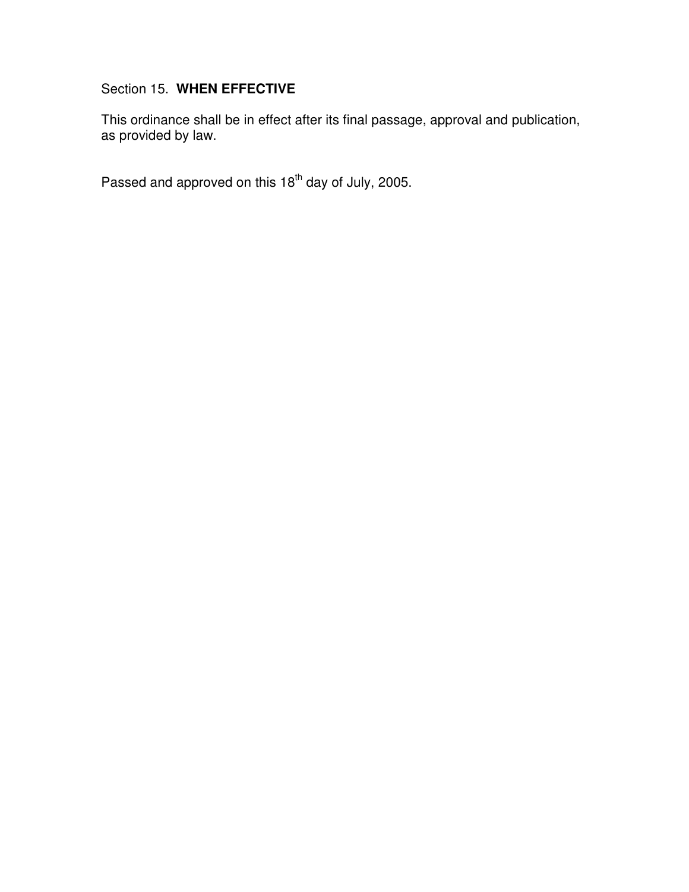Section 15. **WHEN EFFECTIVE**

This ordinance shall be in effect after its final passage, approval and publication, as provided by law.

Passed and approved on this 18th day of July, 2005.